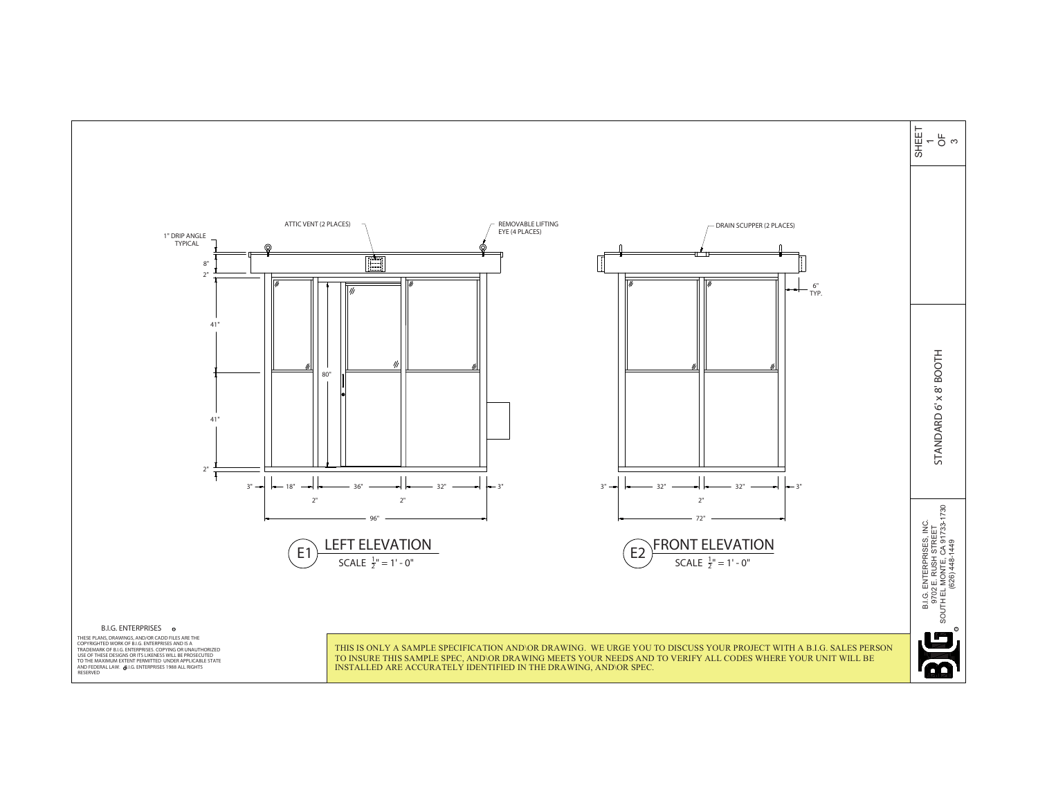ATTIC VENT (2 PLACES)

REMOVABLE LIFTING EYE (4 PLACES)

1" DRIP ANGLE TYPICAL

8"

2"

41"

41"

2"

80"

3" 18" 36" 32" 3"

2" 2"

96"

E1 LEFT ELEVATION

SCALE $\frac{1}{2}$" = 1' - 0"

DRAIN SCUPPER (2 PLACES)

6" TYP.

3" 32" 32" 3"

2"

72"

E2 FRONT ELEVATION

SCALE $\frac{1}{2}$" = 1' - 0"

STANDARD 6' x 8' BOOTH

B.I.G. ENTERPRISES, INC.
9702 E. RUSH STREET
SOUTH EL MONTE, CA 91733-1730
(626) 448-1449

B.I.G. ENTERPRISES

THESE PLANS, DRAWINGS, AND/OR CADD FILES ARE THE COPYRIGHTED WORK OF B.I.G. ENTERPRISES AND IS A TRADEMARK OF B.I.G. ENTERPRISES. COPYING OR UNAUTHORIZED USE OF THESE DESIGNS OR ITS LIKENESS WILL BE PROSECUTED TO THE MAXIMUM EXTENT PERMITTED UNDER APPLICABLE STATE AND FEDERAL LAW. B.I.G. ENTERPRISES 1988 ALL RIGHTS RESERVED

THIS IS ONLY A SAMPLE SPECIFICATION AND\OR DRAWING. WE URGE YOU TO DISCUSS YOUR PROJECT WITH A B.I.G. SALES PERSON TO INSURE THIS SAMPLE SPEC, AND\OR DRAWING MEETS YOUR NEEDS AND TO VERIFY ALL CODES WHERE YOUR UNIT WILL BE INSTALLED ARE ACCURATELY IDENTIFIED IN THE DRAWING, AND\OR SPEC.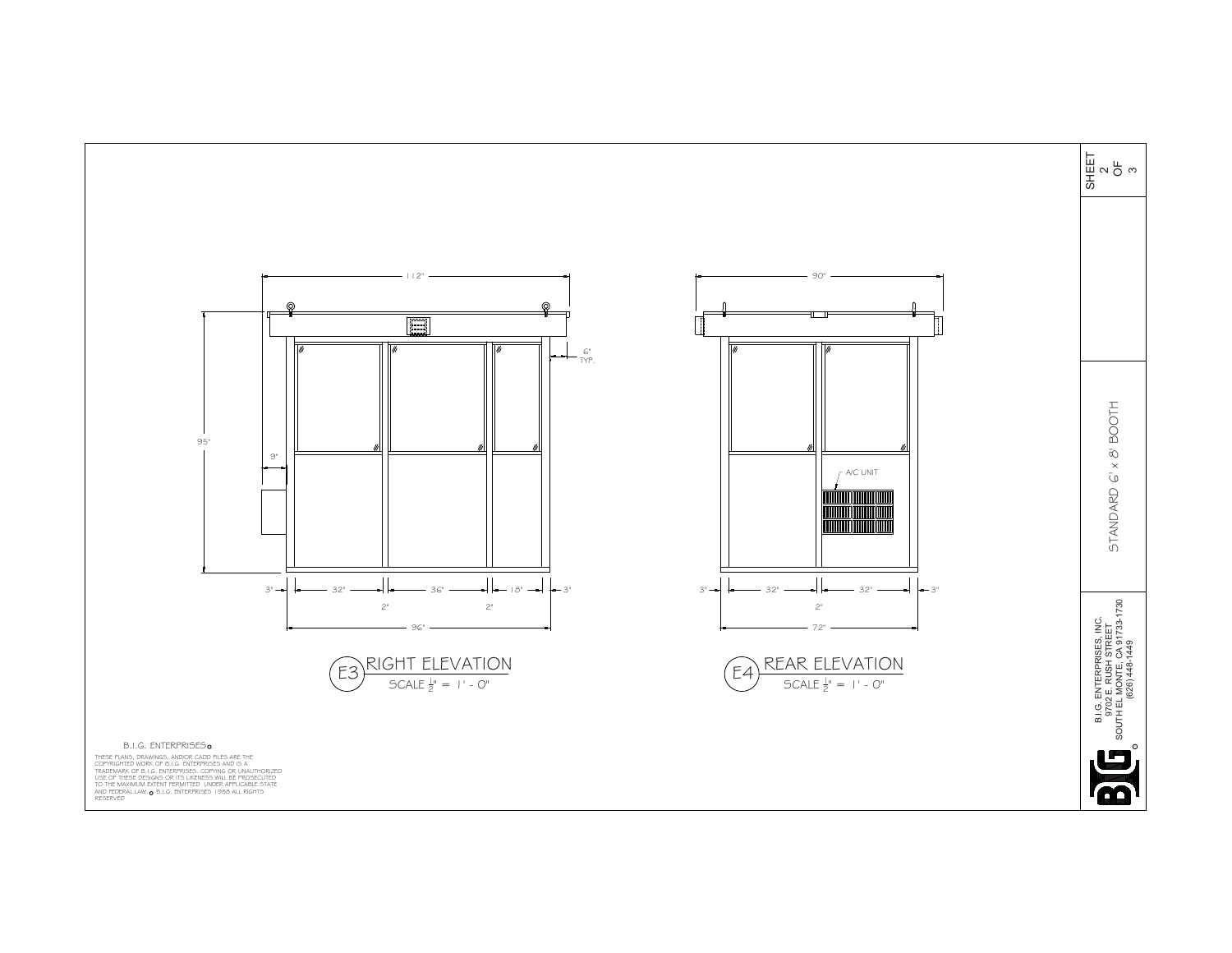## E3 RIGHT ELEVATION

SCALE $\frac{1}{2}$" = 1' - 0"

112"

95"

9"

6" TYP.

3" 32" 36" 18" 3"

2" 2"

96"

## E4 REAR ELEVATION

SCALE $\frac{1}{2}$" = 1' - 0"

90"

A/C UNIT

3" 32" 32" 3"

2"

72"

B.I.G. ENTERPRISES®

THESE PLANS, DRAWINGS, AND/OR CADD FILES ARE THE COPYRIGHTED WORK OF B.I.G. ENTERPRISES AND IS A TRADEMARK OF B.I.G. ENTERPRISES. COPYING OR UNAUTHORIZED USE OF THESE DESIGNS OR ITS LIKENESS WILL BE PROSECUTED TO THE MAXIMUM EXTENT PERMITTED UNDER APPLICABLE STATE AND FEDERAL LAW. © B.I.G. ENTERPRISES 1988 ALL RIGHTS RESERVED

SHEET 2 OF 3

STANDARD 6' x 8' BOOTH

B.I.G. ENTERPRISES, INC.
9702 E. RUSH STREET
SOUTH EL MONTE, CA 91733-1730
(626) 448-1449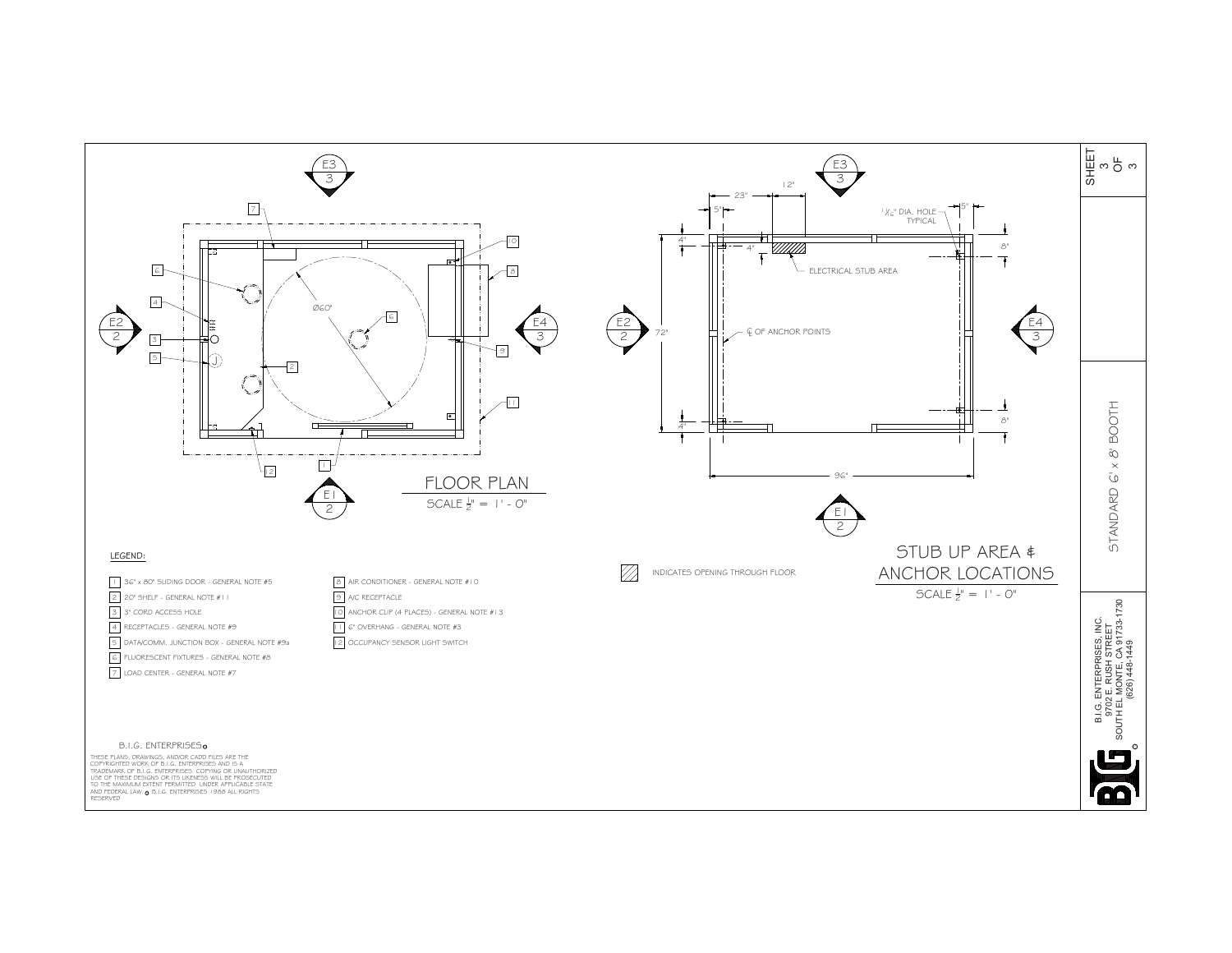## FLOOR PLAN

SCALE ½" = 1' - 0"

## STUB UP AREA & ANCHOR LOCATIONS

SCALE ½" = 1' - 0"

23"

12"

5"

4"

4"

1 ⅟₁₆" DIA. HOLE TYPICAL

5"

8"

8"

ELECTRICAL STUB AREA

℄ OF ANCHOR POINTS

72"

4"

96"

Ø60"

INDICATES OPENING THROUGH FLOOR

**LEGEND:**

1. 36" x 80" SLIDING DOOR - GENERAL NOTE #5
2. 20" SHELF - GENERAL NOTE #11
3. 3" CORD ACCESS HOLE
4. RECEPTACLES - GENERAL NOTE #9
5. DATA/COMM. JUNCTION BOX - GENERAL NOTE #9a
6. FLUORESCENT FIXTURES - GENERAL NOTE #8
7. LOAD CENTER - GENERAL NOTE #7
8. AIR CONDITIONER - GENERAL NOTE #10
9. A/C RECEPTACLE
10. ANCHOR CLIP (4 PLACES) - GENERAL NOTE #13
11. 6" OVERHANG - GENERAL NOTE #3
12. OCCUPANCY SENSOR LIGHT SWITCH

B.I.G. ENTERPRISES®

THESE PLANS, DRAWINGS, AND/OR CADD FILES ARE THE COPYRIGHTED WORK OF B.I.G. ENTERPRISES AND IS A TRADEMARK OF B.I.G. ENTERPRISES. COPYING OR UNAUTHORIZED USE OF THESE DESIGNS OR ITS LIKENESS WILL BE PROSECUTED TO THE MAXIMUM EXTENT PERMITTED UNDER APPLICABLE STATE AND FEDERAL LAW. © B.I.G. ENTERPRISES 1988 ALL RIGHTS RESERVED

STANDARD 6' x 8' BOOTH

B.I.G. ENTERPRISES, INC.
9702 E. RUSH STREET
SOUTH EL MONTE, CA 91733-1730
(626) 448-1449